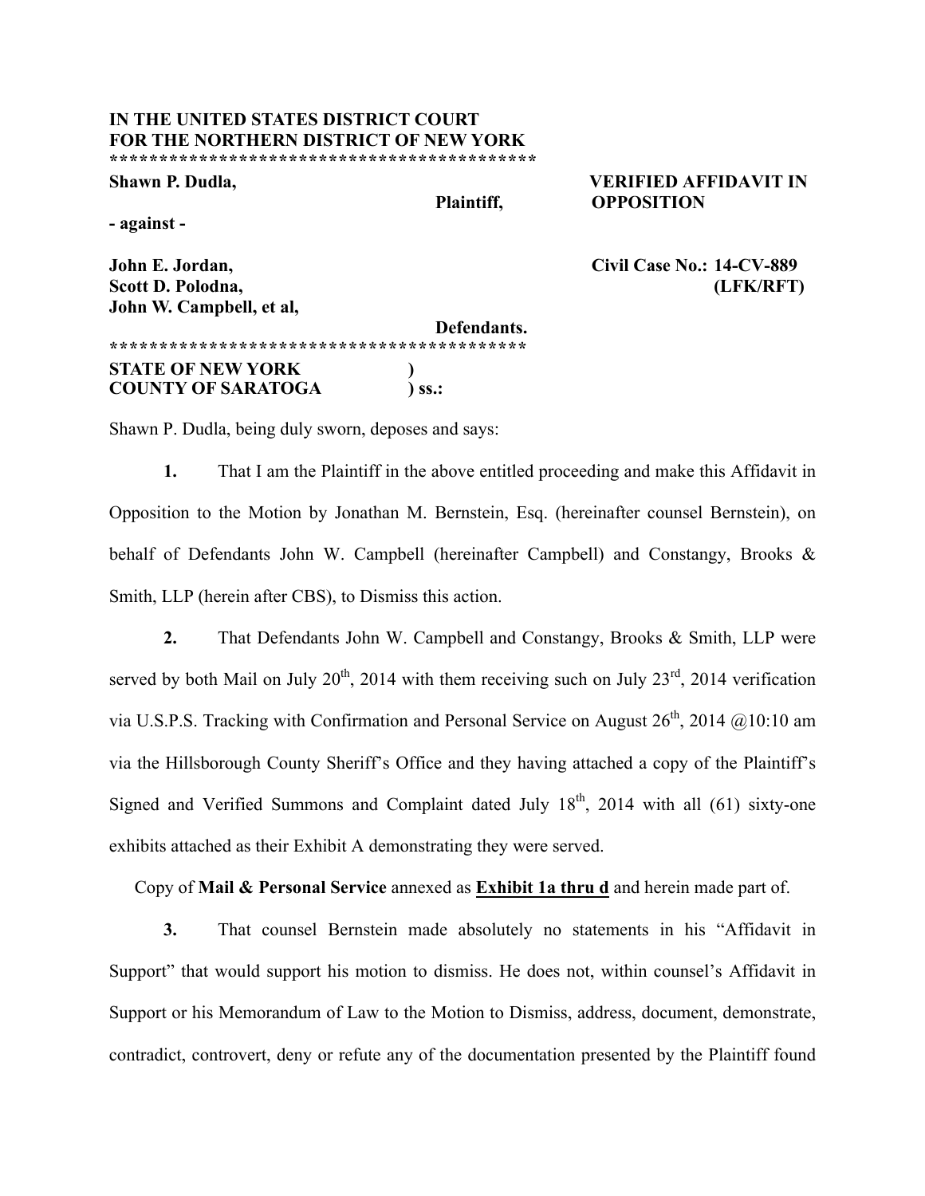**IN THE UNITED STATES DISTRICT COURT**
**FOR THE NORTHERN DISTRICT OF NEW YORK**
**\*\*\*\*\*\*\*\*\*\*\*\*\*\*\*\*\*\*\*\*\*\*\*\*\*\*\*\*\*\*\*\*\*\*\*\*\*\*\*\*\*\*\*\***

**Shawn P. Dudla,**

**Plaintiff,**

**VERIFIED AFFIDAVIT IN OPPOSITION**

**- against -**

**John E. Jordan,**
**Scott D. Polodna,**
**John W. Campbell, et al,**

**Defendants.**

**Civil Case No.: 14-CV-889 (LFK/RFT)**

**\*\*\*\*\*\*\*\*\*\*\*\*\*\*\*\*\*\*\*\*\*\*\*\*\*\*\*\*\*\*\*\*\*\*\*\*\*\*\*\*\*\*\*\***

**STATE OF NEW YORK )**
**COUNTY OF SARATOGA ) ss.:**

Shawn P. Dudla, being duly sworn, deposes and says:

**1.** That I am the Plaintiff in the above entitled proceeding and make this Affidavit in Opposition to the Motion by Jonathan M. Bernstein, Esq. (hereinafter counsel Bernstein), on behalf of Defendants John W. Campbell (hereinafter Campbell) and Constangy, Brooks & Smith, LLP (herein after CBS), to Dismiss this action.

**2.** That Defendants John W. Campbell and Constangy, Brooks & Smith, LLP were served by both Mail on July 20th, 2014 with them receiving such on July 23rd, 2014 verification via U.S.P.S. Tracking with Confirmation and Personal Service on August 26th, 2014 @10:10 am via the Hillsborough County Sheriff's Office and they having attached a copy of the Plaintiff's Signed and Verified Summons and Complaint dated July 18th, 2014 with all (61) sixty-one exhibits attached as their Exhibit A demonstrating they were served.

Copy of **Mail & Personal Service** annexed as **<u>Exhibit 1a thru d</u>** and herein made part of.

**3.** That counsel Bernstein made absolutely no statements in his "Affidavit in Support" that would support his motion to dismiss. He does not, within counsel's Affidavit in Support or his Memorandum of Law to the Motion to Dismiss, address, document, demonstrate, contradict, controvert, deny or refute any of the documentation presented by the Plaintiff found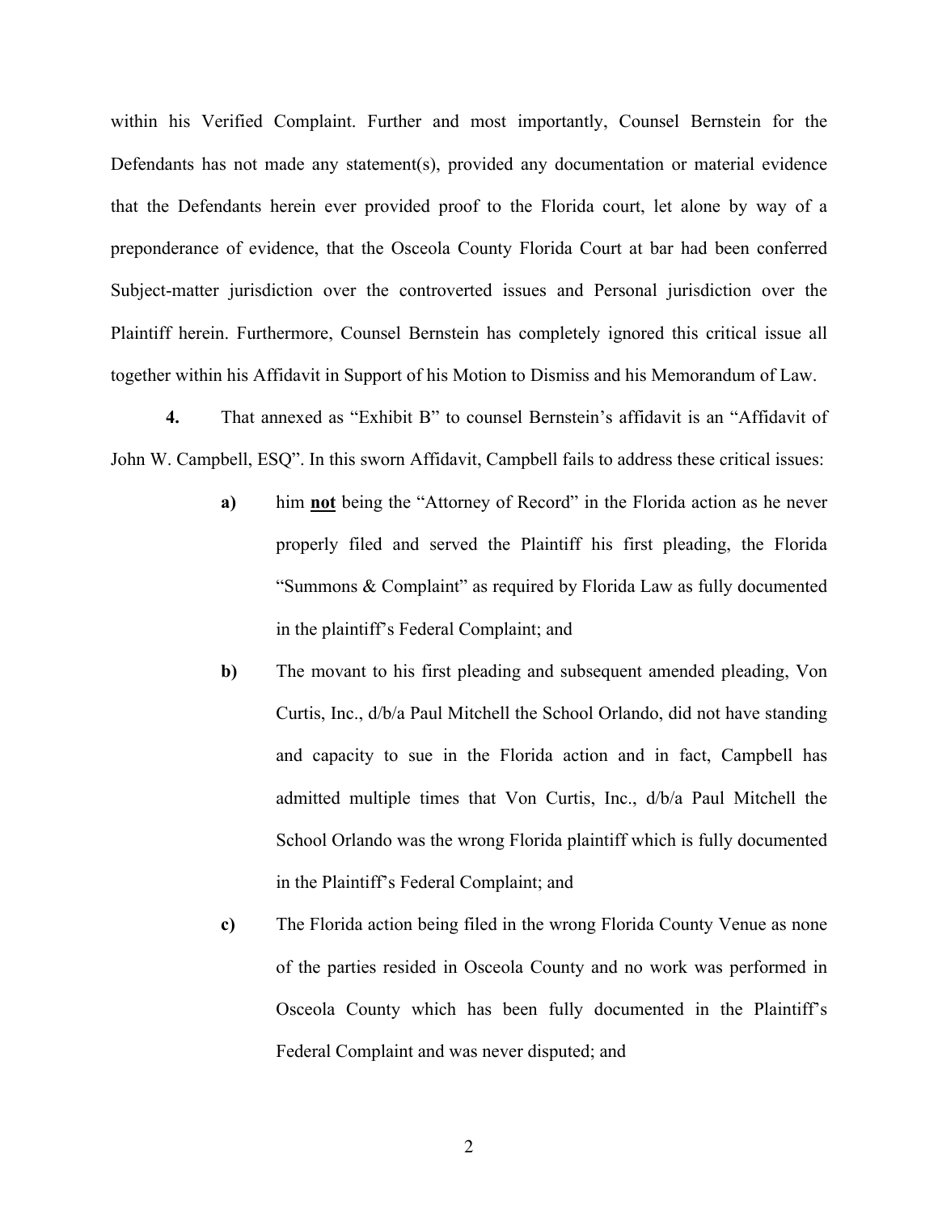within his Verified Complaint. Further and most importantly, Counsel Bernstein for the Defendants has not made any statement(s), provided any documentation or material evidence that the Defendants herein ever provided proof to the Florida court, let alone by way of a preponderance of evidence, that the Osceola County Florida Court at bar had been conferred Subject-matter jurisdiction over the controverted issues and Personal jurisdiction over the Plaintiff herein. Furthermore, Counsel Bernstein has completely ignored this critical issue all together within his Affidavit in Support of his Motion to Dismiss and his Memorandum of Law.

**4.** That annexed as "Exhibit B" to counsel Bernstein's affidavit is an "Affidavit of John W. Campbell, ESQ". In this sworn Affidavit, Campbell fails to address these critical issues:

> **a)** him **not** being the "Attorney of Record" in the Florida action as he never properly filed and served the Plaintiff his first pleading, the Florida "Summons & Complaint" as required by Florida Law as fully documented in the plaintiff's Federal Complaint; and
>
> **b)** The movant to his first pleading and subsequent amended pleading, Von Curtis, Inc., d/b/a Paul Mitchell the School Orlando, did not have standing and capacity to sue in the Florida action and in fact, Campbell has admitted multiple times that Von Curtis, Inc., d/b/a Paul Mitchell the School Orlando was the wrong Florida plaintiff which is fully documented in the Plaintiff's Federal Complaint; and
>
> **c)** The Florida action being filed in the wrong Florida County Venue as none of the parties resided in Osceola County and no work was performed in Osceola County which has been fully documented in the Plaintiff's Federal Complaint and was never disputed; and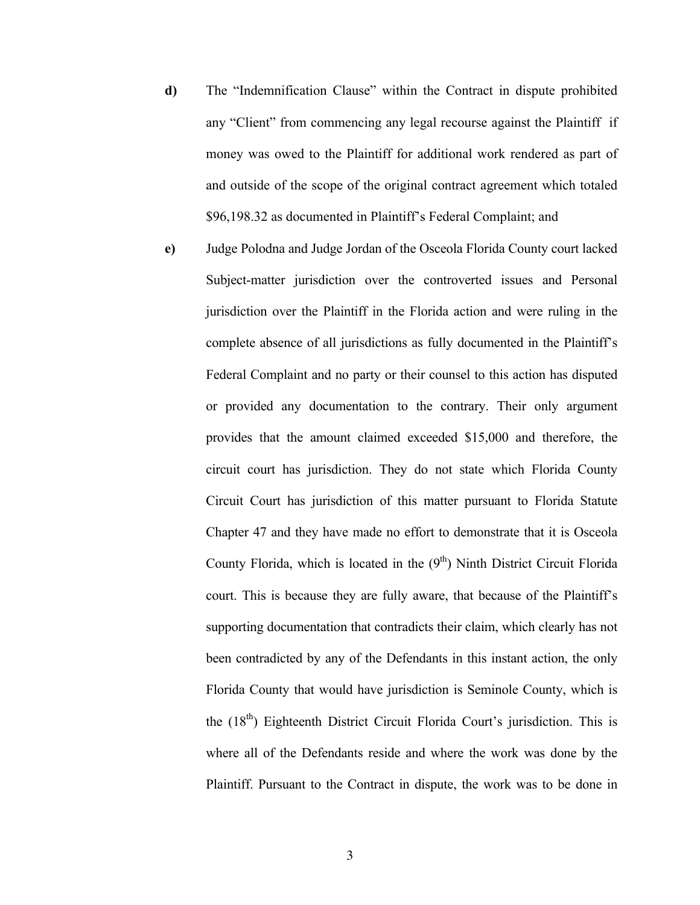**d)** The "Indemnification Clause" within the Contract in dispute prohibited any "Client" from commencing any legal recourse against the Plaintiff if money was owed to the Plaintiff for additional work rendered as part of and outside of the scope of the original contract agreement which totaled $96,198.32 as documented in Plaintiff's Federal Complaint; and

**e)** Judge Polodna and Judge Jordan of the Osceola Florida County court lacked Subject-matter jurisdiction over the controverted issues and Personal jurisdiction over the Plaintiff in the Florida action and were ruling in the complete absence of all jurisdictions as fully documented in the Plaintiff's Federal Complaint and no party or their counsel to this action has disputed or provided any documentation to the contrary. Their only argument provides that the amount claimed exceeded $15,000 and therefore, the circuit court has jurisdiction. They do not state which Florida County Circuit Court has jurisdiction of this matter pursuant to Florida Statute Chapter 47 and they have made no effort to demonstrate that it is Osceola County Florida, which is located in the (9th) Ninth District Circuit Florida court. This is because they are fully aware, that because of the Plaintiff's supporting documentation that contradicts their claim, which clearly has not been contradicted by any of the Defendants in this instant action, the only Florida County that would have jurisdiction is Seminole County, which is the (18th) Eighteenth District Circuit Florida Court's jurisdiction. This is where all of the Defendants reside and where the work was done by the Plaintiff. Pursuant to the Contract in dispute, the work was to be done in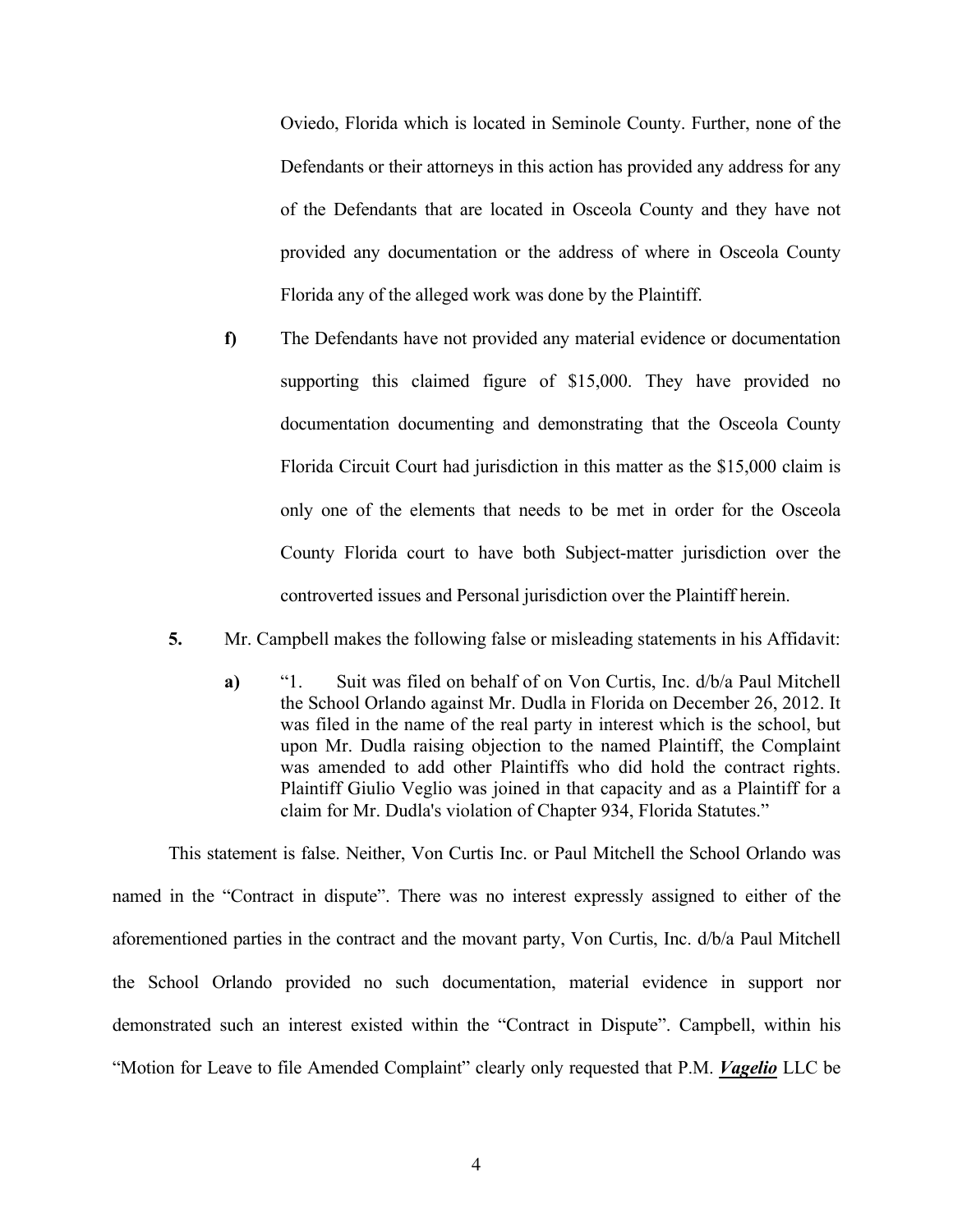Oviedo, Florida which is located in Seminole County. Further, none of the Defendants or their attorneys in this action has provided any address for any of the Defendants that are located in Osceola County and they have not provided any documentation or the address of where in Osceola County Florida any of the alleged work was done by the Plaintiff.

**f)** The Defendants have not provided any material evidence or documentation supporting this claimed figure of $15,000. They have provided no documentation documenting and demonstrating that the Osceola County Florida Circuit Court had jurisdiction in this matter as the $15,000 claim is only one of the elements that needs to be met in order for the Osceola County Florida court to have both Subject-matter jurisdiction over the controverted issues and Personal jurisdiction over the Plaintiff herein.

**5.** Mr. Campbell makes the following false or misleading statements in his Affidavit:

> **a)** "1. Suit was filed on behalf of on Von Curtis, Inc. d/b/a Paul Mitchell the School Orlando against Mr. Dudla in Florida on December 26, 2012. It was filed in the name of the real party in interest which is the school, but upon Mr. Dudla raising objection to the named Plaintiff, the Complaint was amended to add other Plaintiffs who did hold the contract rights. Plaintiff Giulio Veglio was joined in that capacity and as a Plaintiff for a claim for Mr. Dudla's violation of Chapter 934, Florida Statutes."

This statement is false. Neither, Von Curtis Inc. or Paul Mitchell the School Orlando was named in the "Contract in dispute". There was no interest expressly assigned to either of the aforementioned parties in the contract and the movant party, Von Curtis, Inc. d/b/a Paul Mitchell the School Orlando provided no such documentation, material evidence in support nor demonstrated such an interest existed within the "Contract in Dispute". Campbell, within his "Motion for Leave to file Amended Complaint" clearly only requested that P.M. ***Vagelio*** LLC be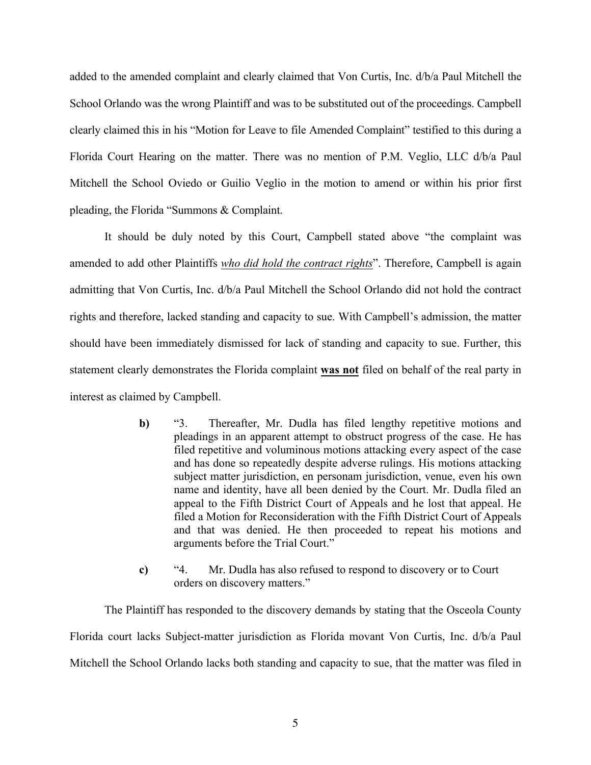added to the amended complaint and clearly claimed that Von Curtis, Inc. d/b/a Paul Mitchell the School Orlando was the wrong Plaintiff and was to be substituted out of the proceedings. Campbell clearly claimed this in his "Motion for Leave to file Amended Complaint" testified to this during a Florida Court Hearing on the matter. There was no mention of P.M. Veglio, LLC d/b/a Paul Mitchell the School Oviedo or Guilio Veglio in the motion to amend or within his prior first pleading, the Florida "Summons & Complaint.

It should be duly noted by this Court, Campbell stated above "the complaint was amended to add other Plaintiffs *__who did hold the contract rights__*". Therefore, Campbell is again admitting that Von Curtis, Inc. d/b/a Paul Mitchell the School Orlando did not hold the contract rights and therefore, lacked standing and capacity to sue. With Campbell's admission, the matter should have been immediately dismissed for lack of standing and capacity to sue. Further, this statement clearly demonstrates the Florida complaint **__was not__** filed on behalf of the real party in interest as claimed by Campbell.

> **b)** "3. Thereafter, Mr. Dudla has filed lengthy repetitive motions and pleadings in an apparent attempt to obstruct progress of the case. He has filed repetitive and voluminous motions attacking every aspect of the case and has done so repeatedly despite adverse rulings. His motions attacking subject matter jurisdiction, en personam jurisdiction, venue, even his own name and identity, have all been denied by the Court. Mr. Dudla filed an appeal to the Fifth District Court of Appeals and he lost that appeal. He filed a Motion for Reconsideration with the Fifth District Court of Appeals and that was denied. He then proceeded to repeat his motions and arguments before the Trial Court."

> **c)** "4. Mr. Dudla has also refused to respond to discovery or to Court orders on discovery matters."

The Plaintiff has responded to the discovery demands by stating that the Osceola County Florida court lacks Subject-matter jurisdiction as Florida movant Von Curtis, Inc. d/b/a Paul Mitchell the School Orlando lacks both standing and capacity to sue, that the matter was filed in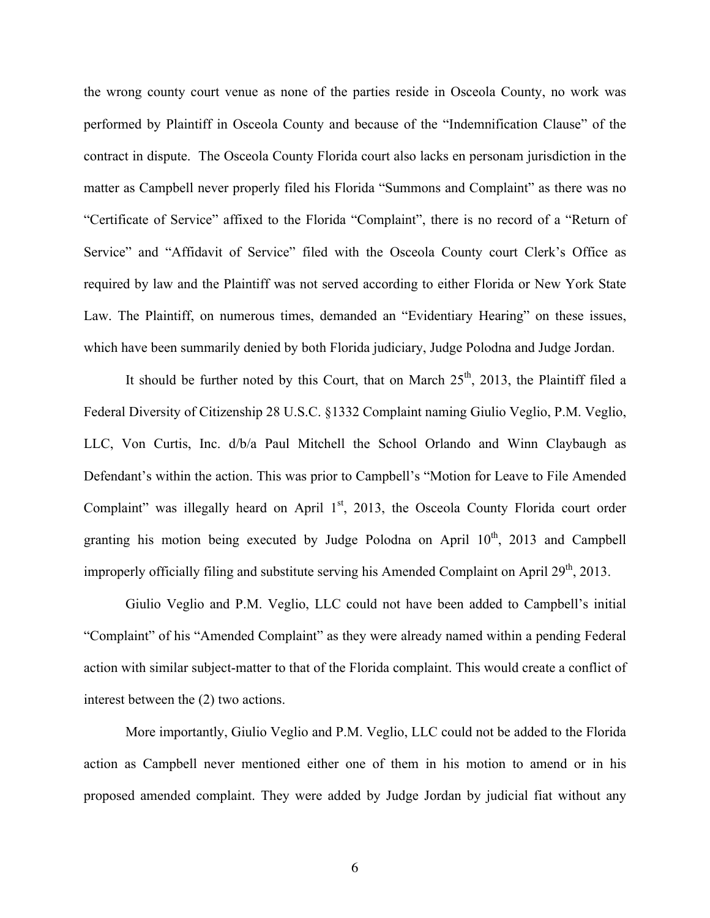the wrong county court venue as none of the parties reside in Osceola County, no work was performed by Plaintiff in Osceola County and because of the "Indemnification Clause" of the contract in dispute. The Osceola County Florida court also lacks en personam jurisdiction in the matter as Campbell never properly filed his Florida "Summons and Complaint" as there was no "Certificate of Service" affixed to the Florida "Complaint", there is no record of a "Return of Service" and "Affidavit of Service" filed with the Osceola County court Clerk's Office as required by law and the Plaintiff was not served according to either Florida or New York State Law. The Plaintiff, on numerous times, demanded an "Evidentiary Hearing" on these issues, which have been summarily denied by both Florida judiciary, Judge Polodna and Judge Jordan.

It should be further noted by this Court, that on March 25th, 2013, the Plaintiff filed a Federal Diversity of Citizenship 28 U.S.C. §1332 Complaint naming Giulio Veglio, P.M. Veglio, LLC, Von Curtis, Inc. d/b/a Paul Mitchell the School Orlando and Winn Claybaugh as Defendant's within the action. This was prior to Campbell's "Motion for Leave to File Amended Complaint" was illegally heard on April 1st, 2013, the Osceola County Florida court order granting his motion being executed by Judge Polodna on April 10th, 2013 and Campbell improperly officially filing and substitute serving his Amended Complaint on April 29th, 2013.

Giulio Veglio and P.M. Veglio, LLC could not have been added to Campbell's initial "Complaint" of his "Amended Complaint" as they were already named within a pending Federal action with similar subject-matter to that of the Florida complaint. This would create a conflict of interest between the (2) two actions.

More importantly, Giulio Veglio and P.M. Veglio, LLC could not be added to the Florida action as Campbell never mentioned either one of them in his motion to amend or in his proposed amended complaint. They were added by Judge Jordan by judicial fiat without any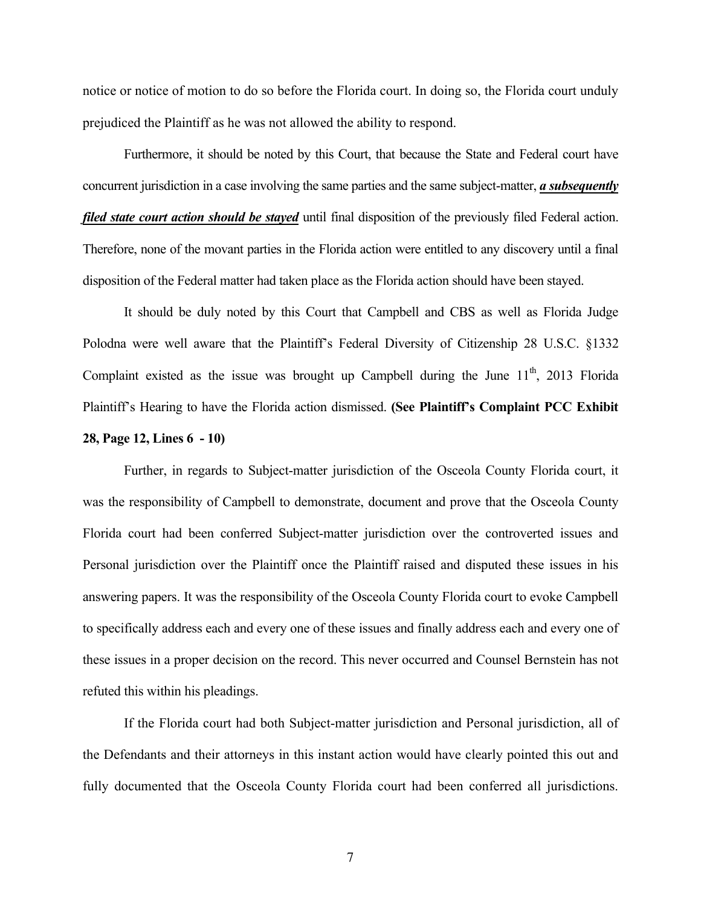notice or notice of motion to do so before the Florida court. In doing so, the Florida court unduly prejudiced the Plaintiff as he was not allowed the ability to respond.

Furthermore, it should be noted by this Court, that because the State and Federal court have concurrent jurisdiction in a case involving the same parties and the same subject-matter, ***a subsequently filed state court action should be stayed*** until final disposition of the previously filed Federal action. Therefore, none of the movant parties in the Florida action were entitled to any discovery until a final disposition of the Federal matter had taken place as the Florida action should have been stayed.

It should be duly noted by this Court that Campbell and CBS as well as Florida Judge Polodna were well aware that the Plaintiff's Federal Diversity of Citizenship 28 U.S.C. §1332 Complaint existed as the issue was brought up Campbell during the June 11th, 2013 Florida Plaintiff's Hearing to have the Florida action dismissed. **(See Plaintiff's Complaint PCC Exhibit 28, Page 12, Lines 6 - 10)**

Further, in regards to Subject-matter jurisdiction of the Osceola County Florida court, it was the responsibility of Campbell to demonstrate, document and prove that the Osceola County Florida court had been conferred Subject-matter jurisdiction over the controverted issues and Personal jurisdiction over the Plaintiff once the Plaintiff raised and disputed these issues in his answering papers. It was the responsibility of the Osceola County Florida court to evoke Campbell to specifically address each and every one of these issues and finally address each and every one of these issues in a proper decision on the record. This never occurred and Counsel Bernstein has not refuted this within his pleadings.

If the Florida court had both Subject-matter jurisdiction and Personal jurisdiction, all of the Defendants and their attorneys in this instant action would have clearly pointed this out and fully documented that the Osceola County Florida court had been conferred all jurisdictions.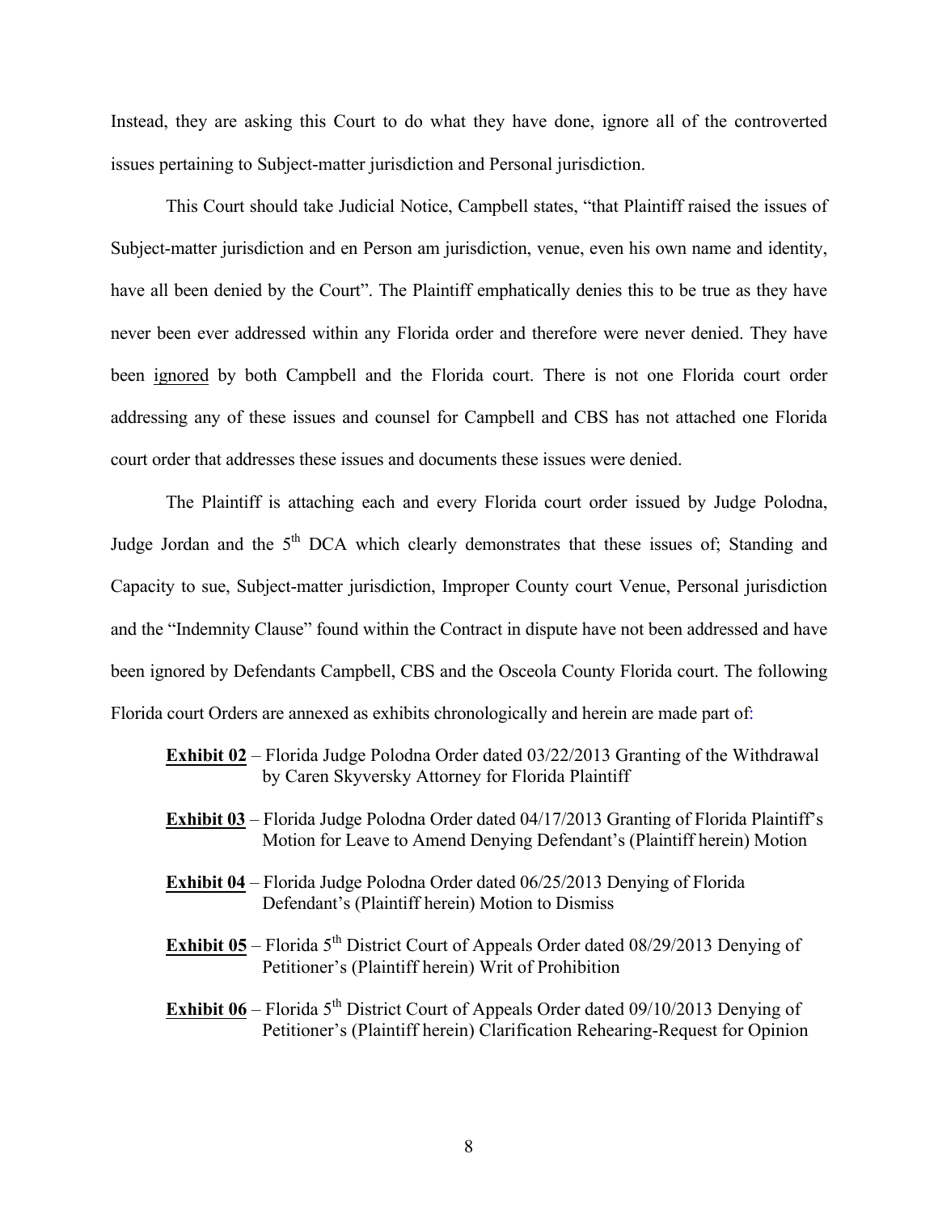Instead, they are asking this Court to do what they have done, ignore all of the controverted issues pertaining to Subject-matter jurisdiction and Personal jurisdiction.

This Court should take Judicial Notice, Campbell states, "that Plaintiff raised the issues of Subject-matter jurisdiction and en Person am jurisdiction, venue, even his own name and identity, have all been denied by the Court". The Plaintiff emphatically denies this to be true as they have never been ever addressed within any Florida order and therefore were never denied. They have been ignored by both Campbell and the Florida court. There is not one Florida court order addressing any of these issues and counsel for Campbell and CBS has not attached one Florida court order that addresses these issues and documents these issues were denied.

The Plaintiff is attaching each and every Florida court order issued by Judge Polodna, Judge Jordan and the 5th DCA which clearly demonstrates that these issues of; Standing and Capacity to sue, Subject-matter jurisdiction, Improper County court Venue, Personal jurisdiction and the "Indemnity Clause" found within the Contract in dispute have not been addressed and have been ignored by Defendants Campbell, CBS and the Osceola County Florida court. The following Florida court Orders are annexed as exhibits chronologically and herein are made part of:

- **Exhibit 02** – Florida Judge Polodna Order dated 03/22/2013 Granting of the Withdrawal by Caren Skyversky Attorney for Florida Plaintiff
- **Exhibit 03** – Florida Judge Polodna Order dated 04/17/2013 Granting of Florida Plaintiff's Motion for Leave to Amend Denying Defendant's (Plaintiff herein) Motion
- **Exhibit 04** – Florida Judge Polodna Order dated 06/25/2013 Denying of Florida Defendant's (Plaintiff herein) Motion to Dismiss
- **Exhibit 05** – Florida 5th District Court of Appeals Order dated 08/29/2013 Denying of Petitioner's (Plaintiff herein) Writ of Prohibition
- **Exhibit 06** – Florida 5th District Court of Appeals Order dated 09/10/2013 Denying of Petitioner's (Plaintiff herein) Clarification Rehearing-Request for Opinion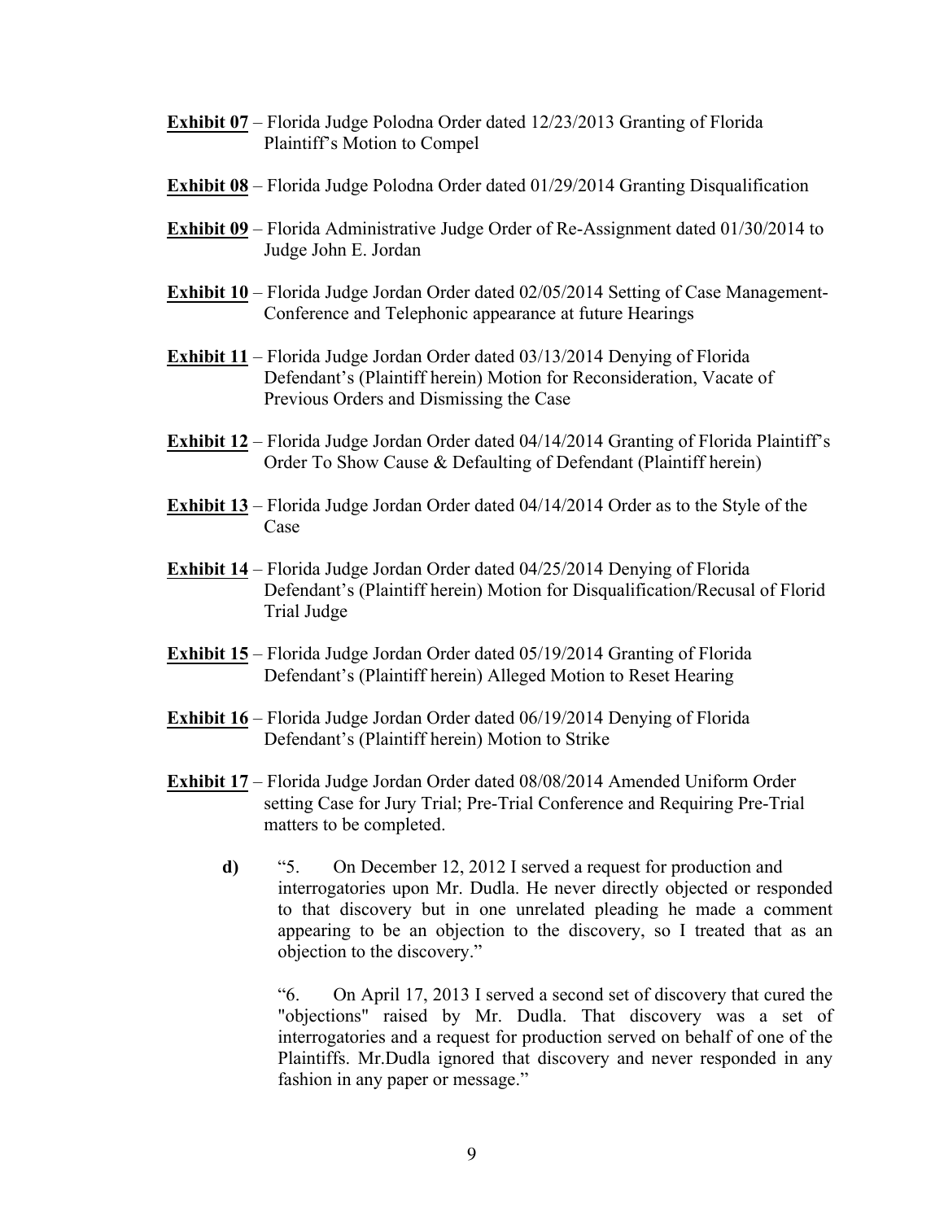**Exhibit 07** – Florida Judge Polodna Order dated 12/23/2013 Granting of Florida Plaintiff's Motion to Compel

**Exhibit 08** – Florida Judge Polodna Order dated 01/29/2014 Granting Disqualification

**Exhibit 09** – Florida Administrative Judge Order of Re-Assignment dated 01/30/2014 to Judge John E. Jordan

**Exhibit 10** – Florida Judge Jordan Order dated 02/05/2014 Setting of Case Management-Conference and Telephonic appearance at future Hearings

**Exhibit 11** – Florida Judge Jordan Order dated 03/13/2014 Denying of Florida Defendant's (Plaintiff herein) Motion for Reconsideration, Vacate of Previous Orders and Dismissing the Case

**Exhibit 12** – Florida Judge Jordan Order dated 04/14/2014 Granting of Florida Plaintiff's Order To Show Cause & Defaulting of Defendant (Plaintiff herein)

**Exhibit 13** – Florida Judge Jordan Order dated 04/14/2014 Order as to the Style of the Case

**Exhibit 14** – Florida Judge Jordan Order dated 04/25/2014 Denying of Florida Defendant's (Plaintiff herein) Motion for Disqualification/Recusal of Florid Trial Judge

**Exhibit 15** – Florida Judge Jordan Order dated 05/19/2014 Granting of Florida Defendant's (Plaintiff herein) Alleged Motion to Reset Hearing

**Exhibit 16** – Florida Judge Jordan Order dated 06/19/2014 Denying of Florida Defendant's (Plaintiff herein) Motion to Strike

**Exhibit 17** – Florida Judge Jordan Order dated 08/08/2014 Amended Uniform Order setting Case for Jury Trial; Pre-Trial Conference and Requiring Pre-Trial matters to be completed.

**d)** "5. On December 12, 2012 I served a request for production and interrogatories upon Mr. Dudla. He never directly objected or responded to that discovery but in one unrelated pleading he made a comment appearing to be an objection to the discovery, so I treated that as an objection to the discovery."

"6. On April 17, 2013 I served a second set of discovery that cured the "objections" raised by Mr. Dudla. That discovery was a set of interrogatories and a request for production served on behalf of one of the Plaintiffs. Mr.Dudla ignored that discovery and never responded in any fashion in any paper or message."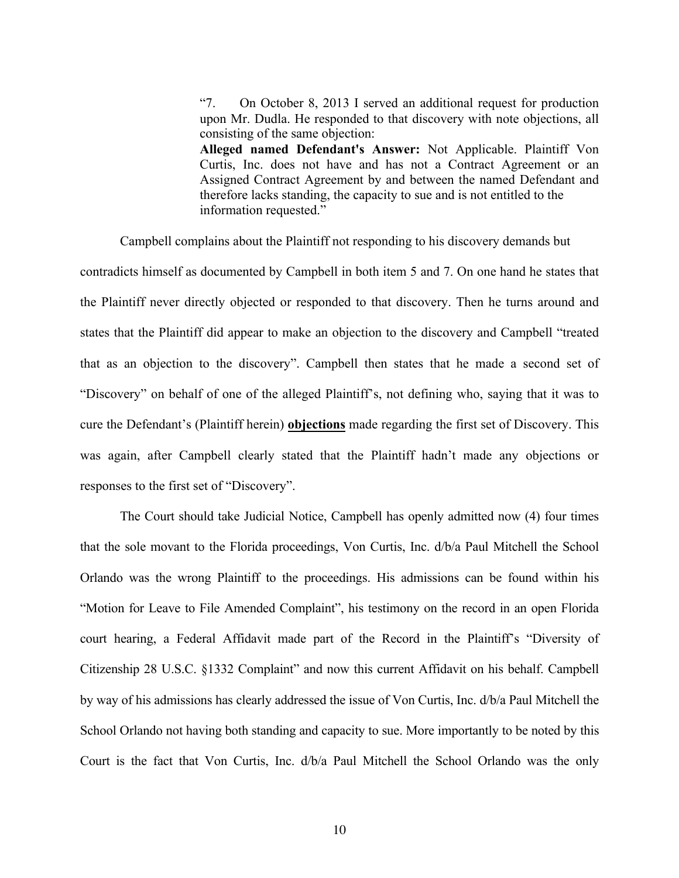> "7. On October 8, 2013 I served an additional request for production upon Mr. Dudla. He responded to that discovery with note objections, all consisting of the same objection:
> **Alleged named Defendant's Answer:** Not Applicable. Plaintiff Von Curtis, Inc. does not have and has not a Contract Agreement or an Assigned Contract Agreement by and between the named Defendant and therefore lacks standing, the capacity to sue and is not entitled to the information requested."

Campbell complains about the Plaintiff not responding to his discovery demands but contradicts himself as documented by Campbell in both item 5 and 7. On one hand he states that the Plaintiff never directly objected or responded to that discovery. Then he turns around and states that the Plaintiff did appear to make an objection to the discovery and Campbell "treated that as an objection to the discovery". Campbell then states that he made a second set of "Discovery" on behalf of one of the alleged Plaintiff's, not defining who, saying that it was to cure the Defendant's (Plaintiff herein) **objections** made regarding the first set of Discovery. This was again, after Campbell clearly stated that the Plaintiff hadn't made any objections or responses to the first set of "Discovery".

The Court should take Judicial Notice, Campbell has openly admitted now (4) four times that the sole movant to the Florida proceedings, Von Curtis, Inc. d/b/a Paul Mitchell the School Orlando was the wrong Plaintiff to the proceedings. His admissions can be found within his "Motion for Leave to File Amended Complaint", his testimony on the record in an open Florida court hearing, a Federal Affidavit made part of the Record in the Plaintiff's "Diversity of Citizenship 28 U.S.C. §1332 Complaint" and now this current Affidavit on his behalf. Campbell by way of his admissions has clearly addressed the issue of Von Curtis, Inc. d/b/a Paul Mitchell the School Orlando not having both standing and capacity to sue. More importantly to be noted by this Court is the fact that Von Curtis, Inc. d/b/a Paul Mitchell the School Orlando was the only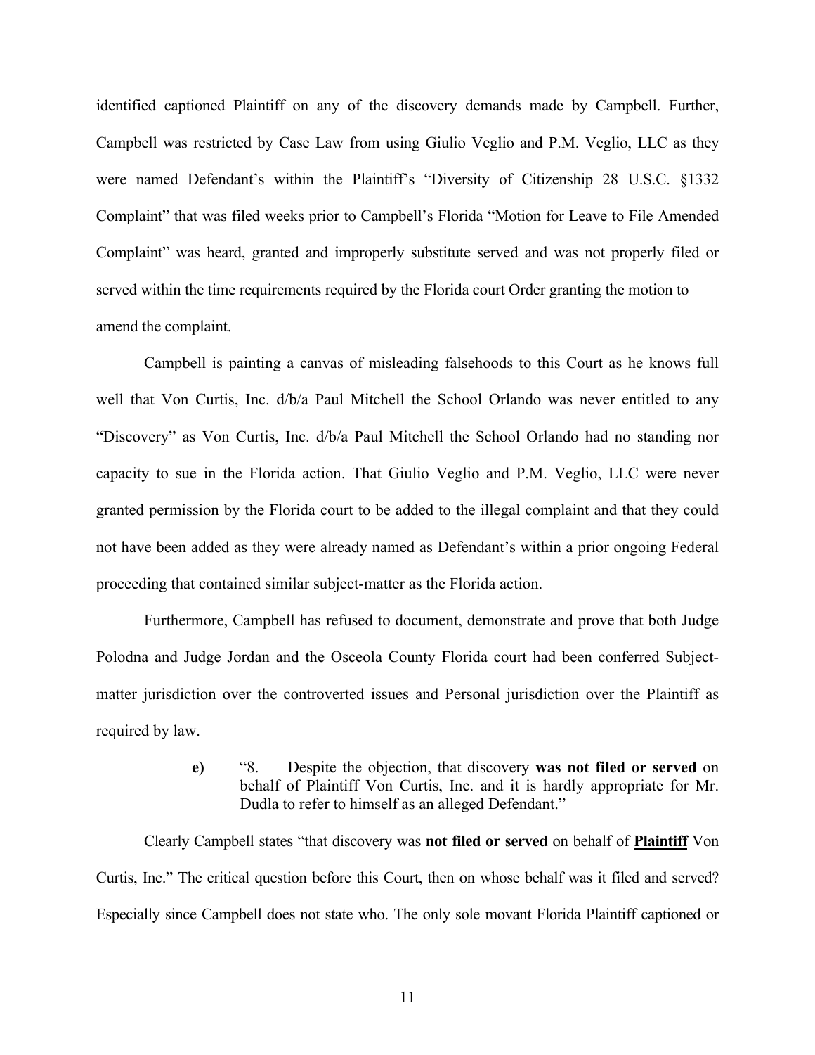identified captioned Plaintiff on any of the discovery demands made by Campbell. Further, Campbell was restricted by Case Law from using Giulio Veglio and P.M. Veglio, LLC as they were named Defendant's within the Plaintiff's "Diversity of Citizenship 28 U.S.C. §1332 Complaint" that was filed weeks prior to Campbell's Florida "Motion for Leave to File Amended Complaint" was heard, granted and improperly substitute served and was not properly filed or served within the time requirements required by the Florida court Order granting the motion to amend the complaint.

Campbell is painting a canvas of misleading falsehoods to this Court as he knows full well that Von Curtis, Inc. d/b/a Paul Mitchell the School Orlando was never entitled to any "Discovery" as Von Curtis, Inc. d/b/a Paul Mitchell the School Orlando had no standing nor capacity to sue in the Florida action. That Giulio Veglio and P.M. Veglio, LLC were never granted permission by the Florida court to be added to the illegal complaint and that they could not have been added as they were already named as Defendant's within a prior ongoing Federal proceeding that contained similar subject-matter as the Florida action.

Furthermore, Campbell has refused to document, demonstrate and prove that both Judge Polodna and Judge Jordan and the Osceola County Florida court had been conferred Subject-matter jurisdiction over the controverted issues and Personal jurisdiction over the Plaintiff as required by law.

> **e)** "8. Despite the objection, that discovery **was not filed or served** on behalf of Plaintiff Von Curtis, Inc. and it is hardly appropriate for Mr. Dudla to refer to himself as an alleged Defendant."

Clearly Campbell states "that discovery was **not filed or served** on behalf of **<u>Plaintiff</u>** Von Curtis, Inc." The critical question before this Court, then on whose behalf was it filed and served? Especially since Campbell does not state who. The only sole movant Florida Plaintiff captioned or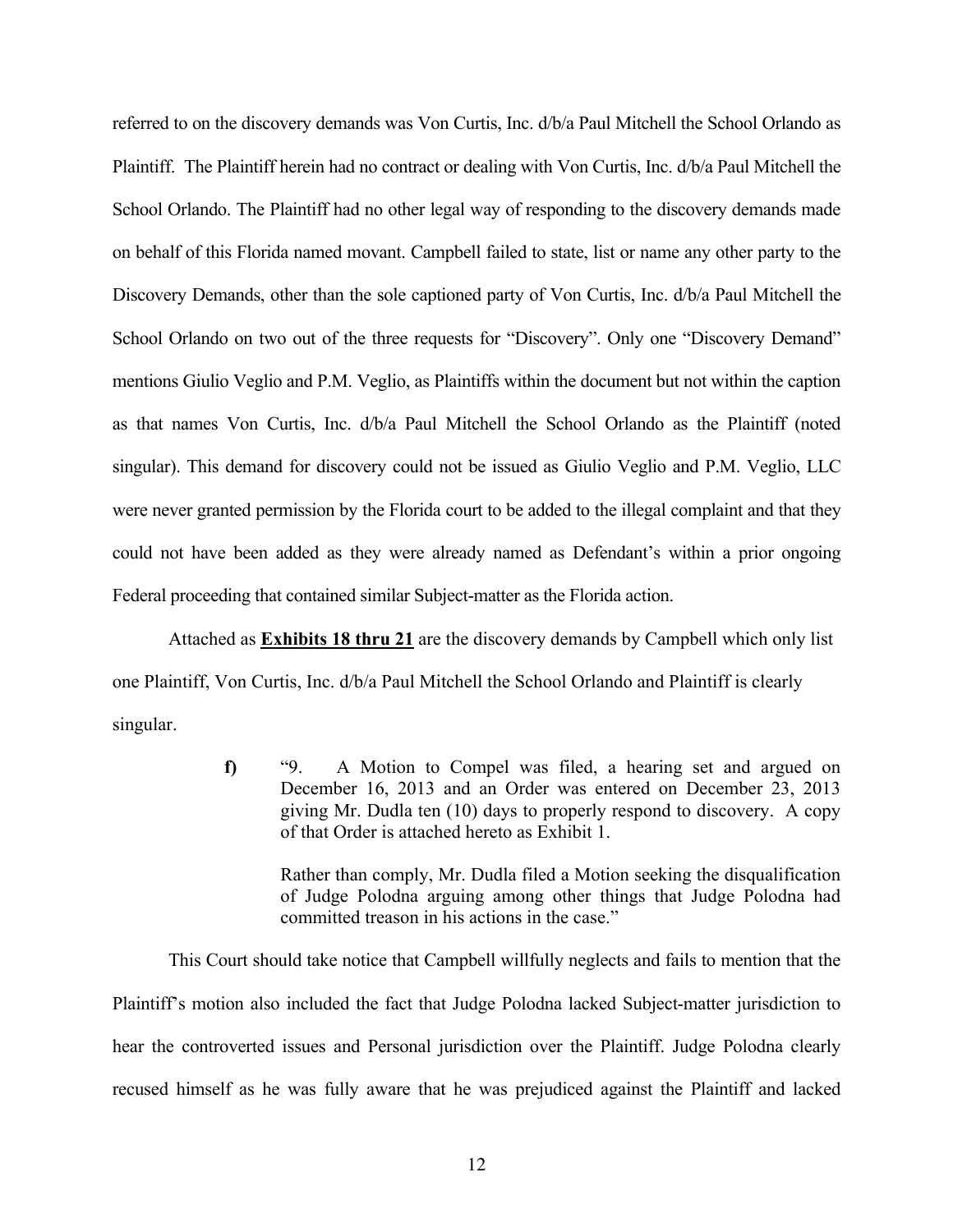referred to on the discovery demands was Von Curtis, Inc. d/b/a Paul Mitchell the School Orlando as Plaintiff. The Plaintiff herein had no contract or dealing with Von Curtis, Inc. d/b/a Paul Mitchell the School Orlando. The Plaintiff had no other legal way of responding to the discovery demands made on behalf of this Florida named movant. Campbell failed to state, list or name any other party to the Discovery Demands, other than the sole captioned party of Von Curtis, Inc. d/b/a Paul Mitchell the School Orlando on two out of the three requests for "Discovery". Only one "Discovery Demand" mentions Giulio Veglio and P.M. Veglio, as Plaintiffs within the document but not within the caption as that names Von Curtis, Inc. d/b/a Paul Mitchell the School Orlando as the Plaintiff (noted singular). This demand for discovery could not be issued as Giulio Veglio and P.M. Veglio, LLC were never granted permission by the Florida court to be added to the illegal complaint and that they could not have been added as they were already named as Defendant's within a prior ongoing Federal proceeding that contained similar Subject-matter as the Florida action.

Attached as **Exhibits 18 thru 21** are the discovery demands by Campbell which only list one Plaintiff, Von Curtis, Inc. d/b/a Paul Mitchell the School Orlando and Plaintiff is clearly singular.

> **f)** "9. A Motion to Compel was filed, a hearing set and argued on December 16, 2013 and an Order was entered on December 23, 2013 giving Mr. Dudla ten (10) days to properly respond to discovery. A copy of that Order is attached hereto as Exhibit 1.
>
> Rather than comply, Mr. Dudla filed a Motion seeking the disqualification of Judge Polodna arguing among other things that Judge Polodna had committed treason in his actions in the case."

This Court should take notice that Campbell willfully neglects and fails to mention that the Plaintiff's motion also included the fact that Judge Polodna lacked Subject-matter jurisdiction to hear the controverted issues and Personal jurisdiction over the Plaintiff. Judge Polodna clearly recused himself as he was fully aware that he was prejudiced against the Plaintiff and lacked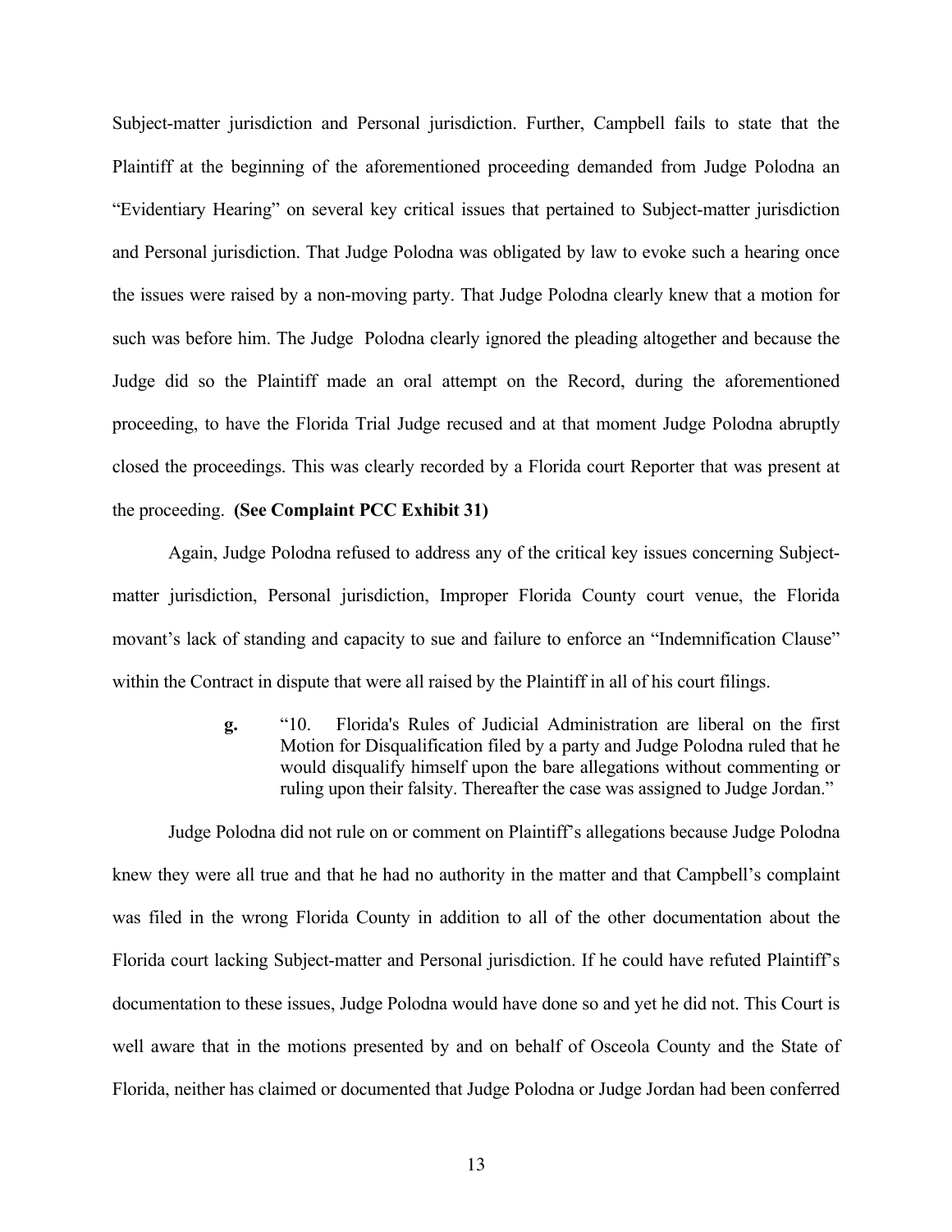Subject-matter jurisdiction and Personal jurisdiction. Further, Campbell fails to state that the Plaintiff at the beginning of the aforementioned proceeding demanded from Judge Polodna an "Evidentiary Hearing" on several key critical issues that pertained to Subject-matter jurisdiction and Personal jurisdiction. That Judge Polodna was obligated by law to evoke such a hearing once the issues were raised by a non-moving party. That Judge Polodna clearly knew that a motion for such was before him. The Judge Polodna clearly ignored the pleading altogether and because the Judge did so the Plaintiff made an oral attempt on the Record, during the aforementioned proceeding, to have the Florida Trial Judge recused and at that moment Judge Polodna abruptly closed the proceedings. This was clearly recorded by a Florida court Reporter that was present at the proceeding. **(See Complaint PCC Exhibit 31)**

Again, Judge Polodna refused to address any of the critical key issues concerning Subject-matter jurisdiction, Personal jurisdiction, Improper Florida County court venue, the Florida movant's lack of standing and capacity to sue and failure to enforce an "Indemnification Clause" within the Contract in dispute that were all raised by the Plaintiff in all of his court filings.

> **g.** "10. Florida's Rules of Judicial Administration are liberal on the first Motion for Disqualification filed by a party and Judge Polodna ruled that he would disqualify himself upon the bare allegations without commenting or ruling upon their falsity. Thereafter the case was assigned to Judge Jordan."

Judge Polodna did not rule on or comment on Plaintiff's allegations because Judge Polodna knew they were all true and that he had no authority in the matter and that Campbell's complaint was filed in the wrong Florida County in addition to all of the other documentation about the Florida court lacking Subject-matter and Personal jurisdiction. If he could have refuted Plaintiff's documentation to these issues, Judge Polodna would have done so and yet he did not. This Court is well aware that in the motions presented by and on behalf of Osceola County and the State of Florida, neither has claimed or documented that Judge Polodna or Judge Jordan had been conferred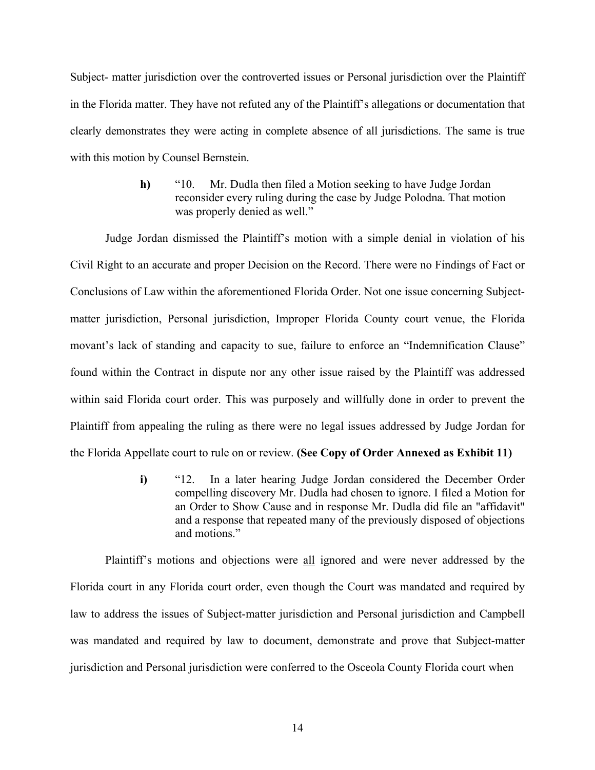Subject- matter jurisdiction over the controverted issues or Personal jurisdiction over the Plaintiff in the Florida matter. They have not refuted any of the Plaintiff's allegations or documentation that clearly demonstrates they were acting in complete absence of all jurisdictions. The same is true with this motion by Counsel Bernstein.

> **h)** "10. Mr. Dudla then filed a Motion seeking to have Judge Jordan reconsider every ruling during the case by Judge Polodna. That motion was properly denied as well."

Judge Jordan dismissed the Plaintiff's motion with a simple denial in violation of his Civil Right to an accurate and proper Decision on the Record. There were no Findings of Fact or Conclusions of Law within the aforementioned Florida Order. Not one issue concerning Subject-matter jurisdiction, Personal jurisdiction, Improper Florida County court venue, the Florida movant's lack of standing and capacity to sue, failure to enforce an "Indemnification Clause" found within the Contract in dispute nor any other issue raised by the Plaintiff was addressed within said Florida court order. This was purposely and willfully done in order to prevent the Plaintiff from appealing the ruling as there were no legal issues addressed by Judge Jordan for the Florida Appellate court to rule on or review. **(See Copy of Order Annexed as Exhibit 11)**

> **i)** "12. In a later hearing Judge Jordan considered the December Order compelling discovery Mr. Dudla had chosen to ignore. I filed a Motion for an Order to Show Cause and in response Mr. Dudla did file an "affidavit" and a response that repeated many of the previously disposed of objections and motions."

Plaintiff's motions and objections were <u>all</u> ignored and were never addressed by the Florida court in any Florida court order, even though the Court was mandated and required by law to address the issues of Subject-matter jurisdiction and Personal jurisdiction and Campbell was mandated and required by law to document, demonstrate and prove that Subject-matter jurisdiction and Personal jurisdiction were conferred to the Osceola County Florida court when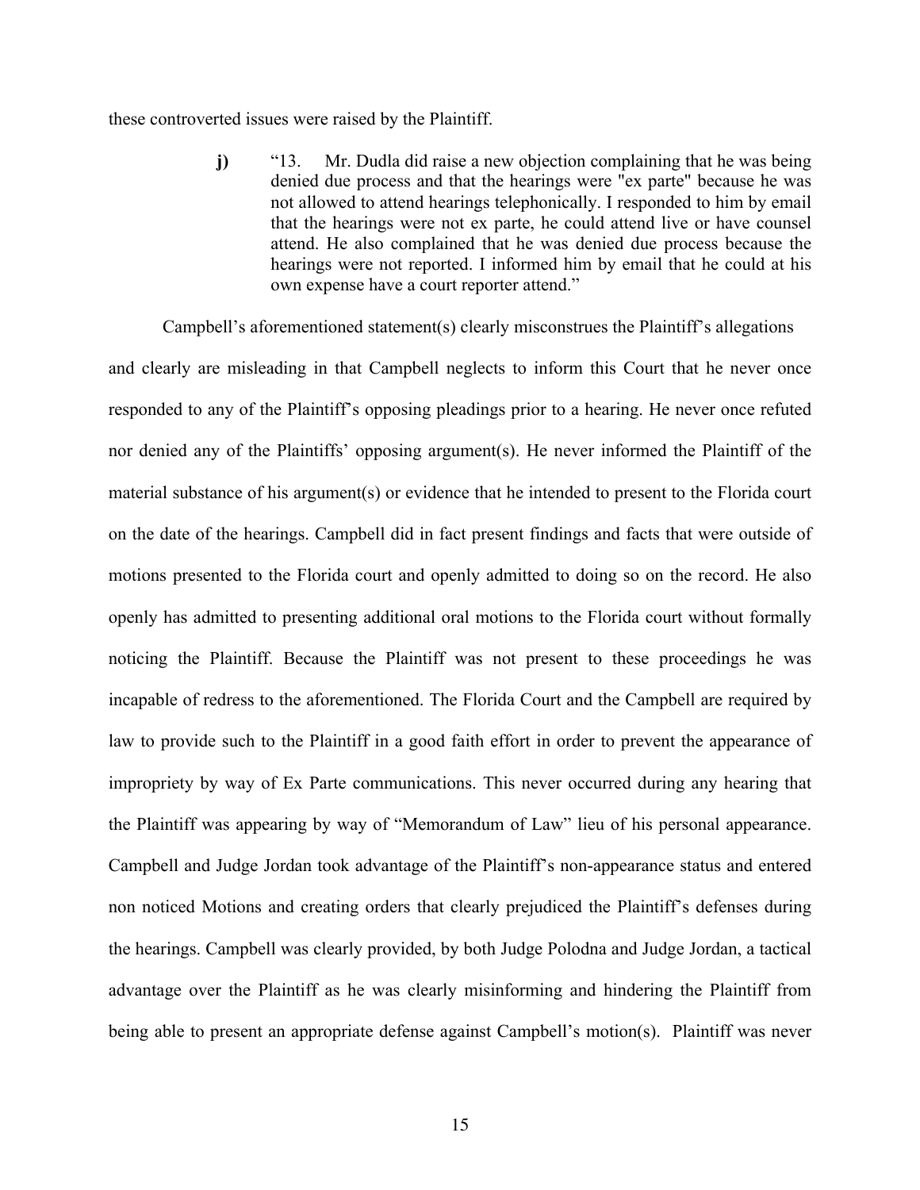these controverted issues were raised by the Plaintiff.

> **j)** "13. Mr. Dudla did raise a new objection complaining that he was being denied due process and that the hearings were "ex parte" because he was not allowed to attend hearings telephonically. I responded to him by email that the hearings were not ex parte, he could attend live or have counsel attend. He also complained that he was denied due process because the hearings were not reported. I informed him by email that he could at his own expense have a court reporter attend."

Campbell's aforementioned statement(s) clearly misconstrues the Plaintiff's allegations and clearly are misleading in that Campbell neglects to inform this Court that he never once responded to any of the Plaintiff's opposing pleadings prior to a hearing. He never once refuted nor denied any of the Plaintiffs' opposing argument(s). He never informed the Plaintiff of the material substance of his argument(s) or evidence that he intended to present to the Florida court on the date of the hearings. Campbell did in fact present findings and facts that were outside of motions presented to the Florida court and openly admitted to doing so on the record. He also openly has admitted to presenting additional oral motions to the Florida court without formally noticing the Plaintiff. Because the Plaintiff was not present to these proceedings he was incapable of redress to the aforementioned. The Florida Court and the Campbell are required by law to provide such to the Plaintiff in a good faith effort in order to prevent the appearance of impropriety by way of Ex Parte communications. This never occurred during any hearing that the Plaintiff was appearing by way of "Memorandum of Law" lieu of his personal appearance. Campbell and Judge Jordan took advantage of the Plaintiff's non-appearance status and entered non noticed Motions and creating orders that clearly prejudiced the Plaintiff's defenses during the hearings. Campbell was clearly provided, by both Judge Polodna and Judge Jordan, a tactical advantage over the Plaintiff as he was clearly misinforming and hindering the Plaintiff from being able to present an appropriate defense against Campbell's motion(s). Plaintiff was never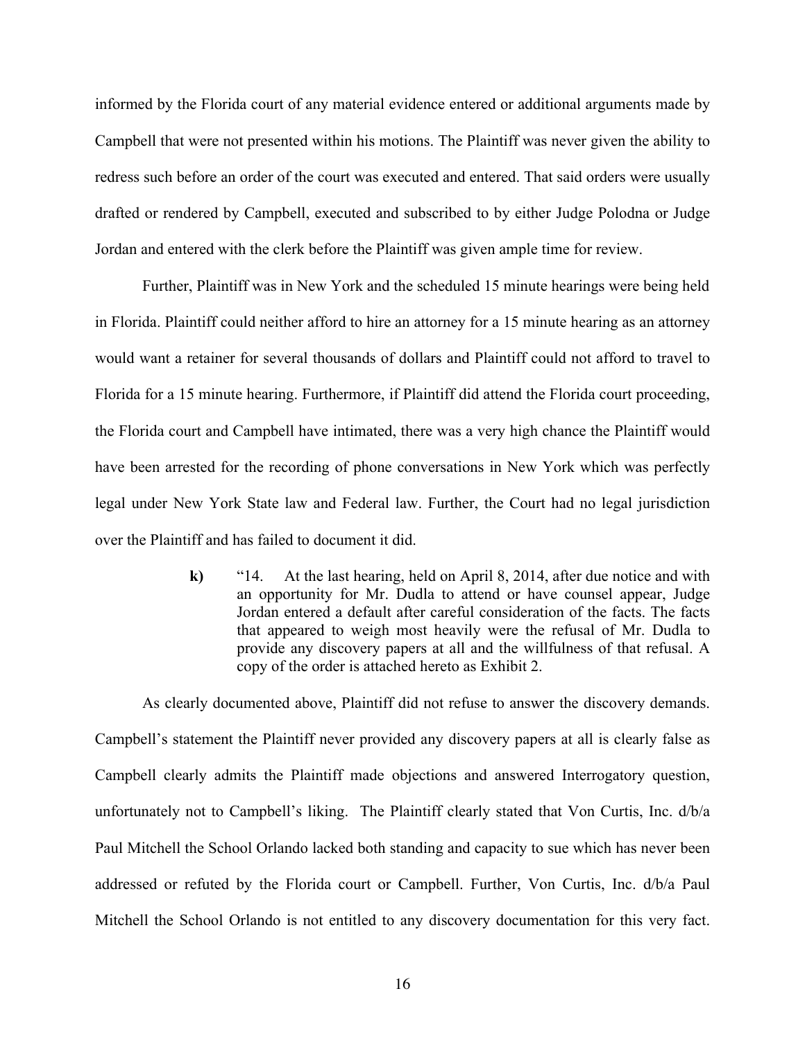informed by the Florida court of any material evidence entered or additional arguments made by Campbell that were not presented within his motions. The Plaintiff was never given the ability to redress such before an order of the court was executed and entered. That said orders were usually drafted or rendered by Campbell, executed and subscribed to by either Judge Polodna or Judge Jordan and entered with the clerk before the Plaintiff was given ample time for review.

Further, Plaintiff was in New York and the scheduled 15 minute hearings were being held in Florida. Plaintiff could neither afford to hire an attorney for a 15 minute hearing as an attorney would want a retainer for several thousands of dollars and Plaintiff could not afford to travel to Florida for a 15 minute hearing. Furthermore, if Plaintiff did attend the Florida court proceeding, the Florida court and Campbell have intimated, there was a very high chance the Plaintiff would have been arrested for the recording of phone conversations in New York which was perfectly legal under New York State law and Federal law. Further, the Court had no legal jurisdiction over the Plaintiff and has failed to document it did.

> **k)** "14. At the last hearing, held on April 8, 2014, after due notice and with an opportunity for Mr. Dudla to attend or have counsel appear, Judge Jordan entered a default after careful consideration of the facts. The facts that appeared to weigh most heavily were the refusal of Mr. Dudla to provide any discovery papers at all and the willfulness of that refusal. A copy of the order is attached hereto as Exhibit 2.

As clearly documented above, Plaintiff did not refuse to answer the discovery demands. Campbell's statement the Plaintiff never provided any discovery papers at all is clearly false as Campbell clearly admits the Plaintiff made objections and answered Interrogatory question, unfortunately not to Campbell's liking. The Plaintiff clearly stated that Von Curtis, Inc. d/b/a Paul Mitchell the School Orlando lacked both standing and capacity to sue which has never been addressed or refuted by the Florida court or Campbell. Further, Von Curtis, Inc. d/b/a Paul Mitchell the School Orlando is not entitled to any discovery documentation for this very fact.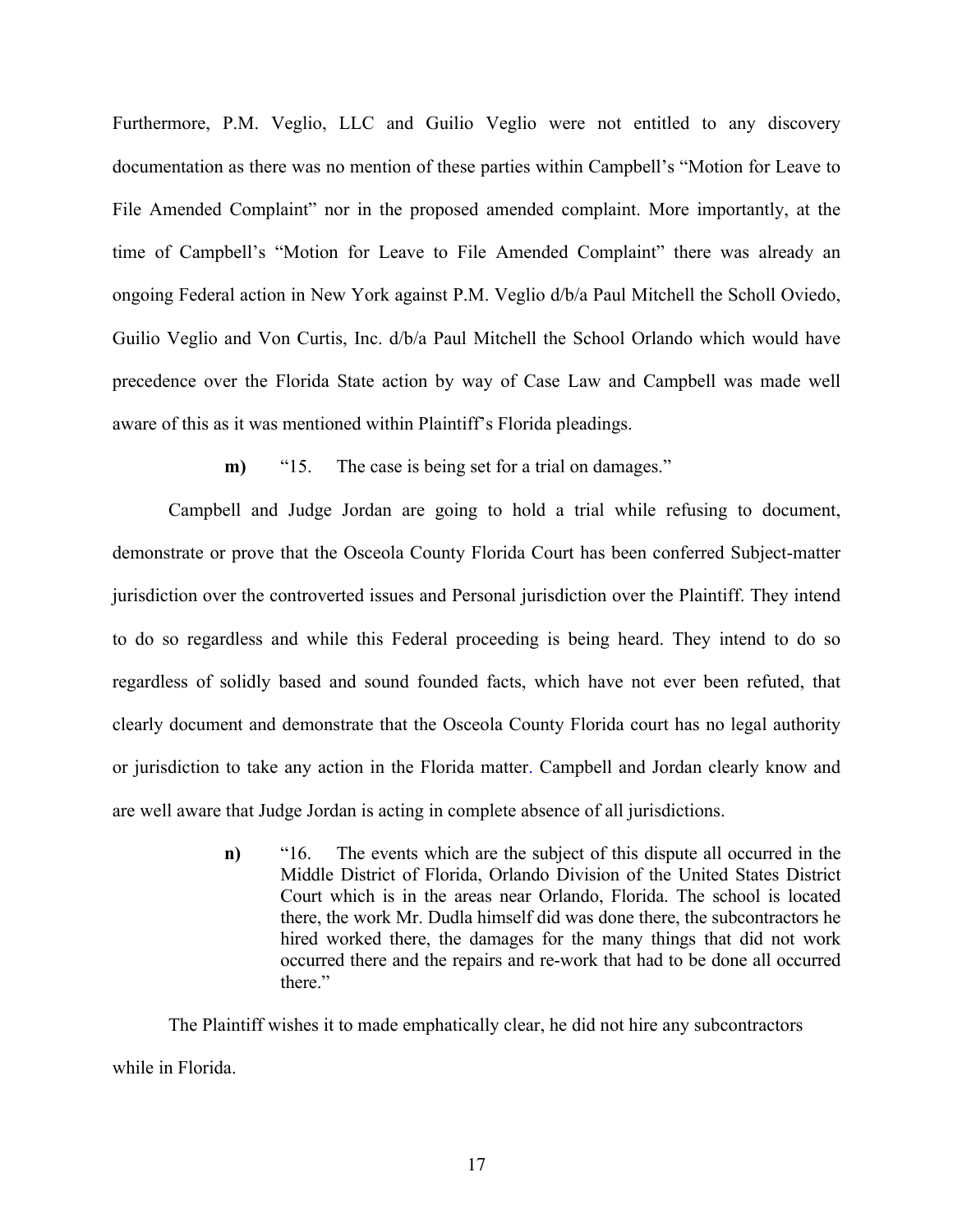Furthermore, P.M. Veglio, LLC and Guilio Veglio were not entitled to any discovery documentation as there was no mention of these parties within Campbell's "Motion for Leave to File Amended Complaint" nor in the proposed amended complaint. More importantly, at the time of Campbell's "Motion for Leave to File Amended Complaint" there was already an ongoing Federal action in New York against P.M. Veglio d/b/a Paul Mitchell the Scholl Oviedo, Guilio Veglio and Von Curtis, Inc. d/b/a Paul Mitchell the School Orlando which would have precedence over the Florida State action by way of Case Law and Campbell was made well aware of this as it was mentioned within Plaintiff's Florida pleadings.

**m)** "15. The case is being set for a trial on damages."

Campbell and Judge Jordan are going to hold a trial while refusing to document, demonstrate or prove that the Osceola County Florida Court has been conferred Subject-matter jurisdiction over the controverted issues and Personal jurisdiction over the Plaintiff. They intend to do so regardless and while this Federal proceeding is being heard. They intend to do so regardless of solidly based and sound founded facts, which have not ever been refuted, that clearly document and demonstrate that the Osceola County Florida court has no legal authority or jurisdiction to take any action in the Florida matter. Campbell and Jordan clearly know and are well aware that Judge Jordan is acting in complete absence of all jurisdictions.

> **n)** "16. The events which are the subject of this dispute all occurred in the Middle District of Florida, Orlando Division of the United States District Court which is in the areas near Orlando, Florida. The school is located there, the work Mr. Dudla himself did was done there, the subcontractors he hired worked there, the damages for the many things that did not work occurred there and the repairs and re-work that had to be done all occurred there."

The Plaintiff wishes it to made emphatically clear, he did not hire any subcontractors while in Florida.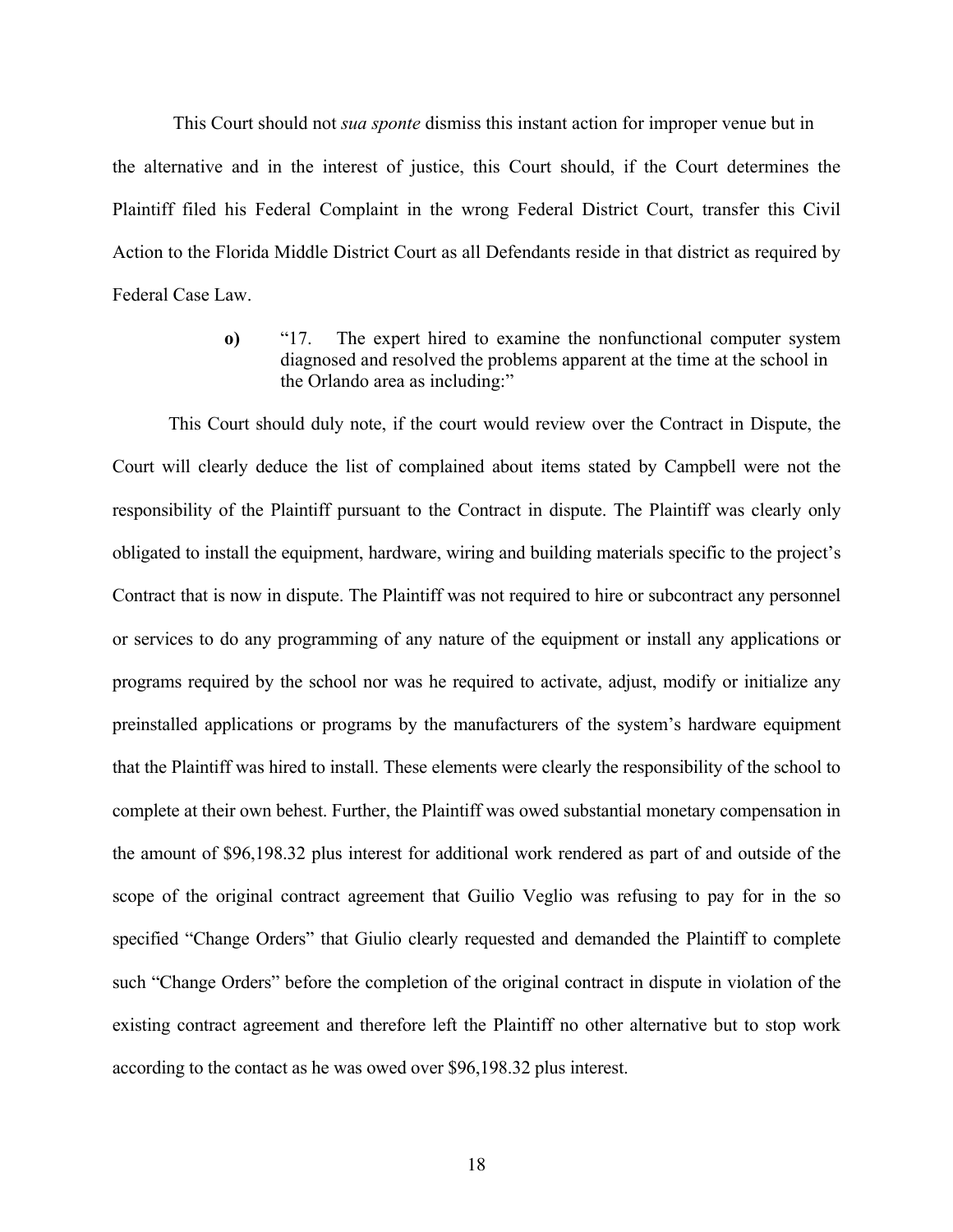This Court should not *sua sponte* dismiss this instant action for improper venue but in the alternative and in the interest of justice, this Court should, if the Court determines the Plaintiff filed his Federal Complaint in the wrong Federal District Court, transfer this Civil Action to the Florida Middle District Court as all Defendants reside in that district as required by Federal Case Law.

> **o)** "17. The expert hired to examine the nonfunctional computer system diagnosed and resolved the problems apparent at the time at the school in the Orlando area as including:"

This Court should duly note, if the court would review over the Contract in Dispute, the Court will clearly deduce the list of complained about items stated by Campbell were not the responsibility of the Plaintiff pursuant to the Contract in dispute. The Plaintiff was clearly only obligated to install the equipment, hardware, wiring and building materials specific to the project's Contract that is now in dispute. The Plaintiff was not required to hire or subcontract any personnel or services to do any programming of any nature of the equipment or install any applications or programs required by the school nor was he required to activate, adjust, modify or initialize any preinstalled applications or programs by the manufacturers of the system's hardware equipment that the Plaintiff was hired to install. These elements were clearly the responsibility of the school to complete at their own behest. Further, the Plaintiff was owed substantial monetary compensation in the amount of $96,198.32 plus interest for additional work rendered as part of and outside of the scope of the original contract agreement that Guilio Veglio was refusing to pay for in the so specified "Change Orders" that Giulio clearly requested and demanded the Plaintiff to complete such "Change Orders" before the completion of the original contract in dispute in violation of the existing contract agreement and therefore left the Plaintiff no other alternative but to stop work according to the contact as he was owed over $96,198.32 plus interest.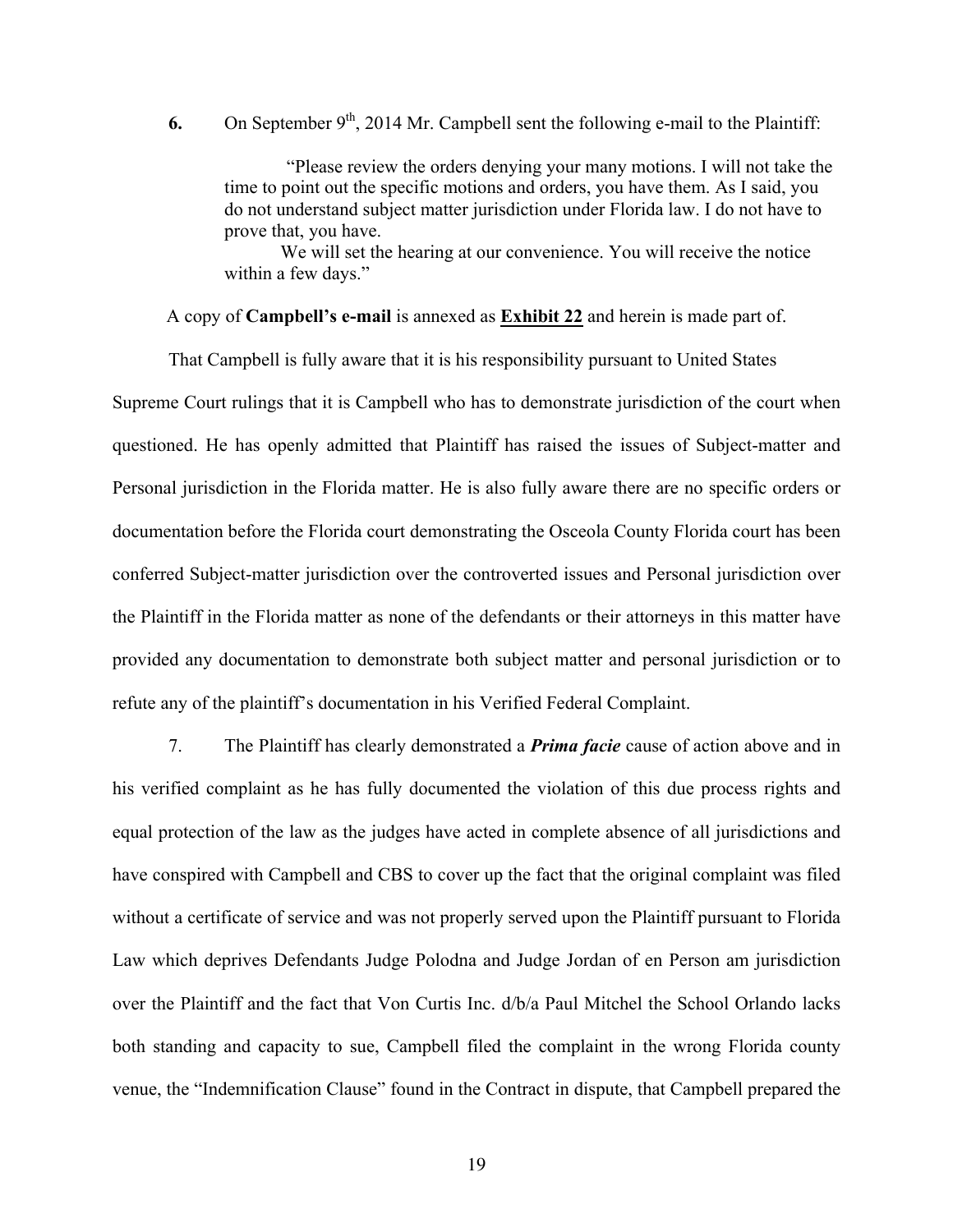**6.** On September 9th, 2014 Mr. Campbell sent the following e-mail to the Plaintiff:

> "Please review the orders denying your many motions. I will not take the time to point out the specific motions and orders, you have them. As I said, you do not understand subject matter jurisdiction under Florida law. I do not have to prove that, you have.
>
> We will set the hearing at our convenience. You will receive the notice within a few days."

A copy of **Campbell's e-mail** is annexed as **<u>Exhibit 22</u>** and herein is made part of.

That Campbell is fully aware that it is his responsibility pursuant to United States Supreme Court rulings that it is Campbell who has to demonstrate jurisdiction of the court when questioned. He has openly admitted that Plaintiff has raised the issues of Subject-matter and Personal jurisdiction in the Florida matter. He is also fully aware there are no specific orders or documentation before the Florida court demonstrating the Osceola County Florida court has been conferred Subject-matter jurisdiction over the controverted issues and Personal jurisdiction over the Plaintiff in the Florida matter as none of the defendants or their attorneys in this matter have provided any documentation to demonstrate both subject matter and personal jurisdiction or to refute any of the plaintiff's documentation in his Verified Federal Complaint.

7. The Plaintiff has clearly demonstrated a ***Prima facie*** cause of action above and in his verified complaint as he has fully documented the violation of this due process rights and equal protection of the law as the judges have acted in complete absence of all jurisdictions and have conspired with Campbell and CBS to cover up the fact that the original complaint was filed without a certificate of service and was not properly served upon the Plaintiff pursuant to Florida Law which deprives Defendants Judge Polodna and Judge Jordan of en Person am jurisdiction over the Plaintiff and the fact that Von Curtis Inc. d/b/a Paul Mitchel the School Orlando lacks both standing and capacity to sue, Campbell filed the complaint in the wrong Florida county venue, the "Indemnification Clause" found in the Contract in dispute, that Campbell prepared the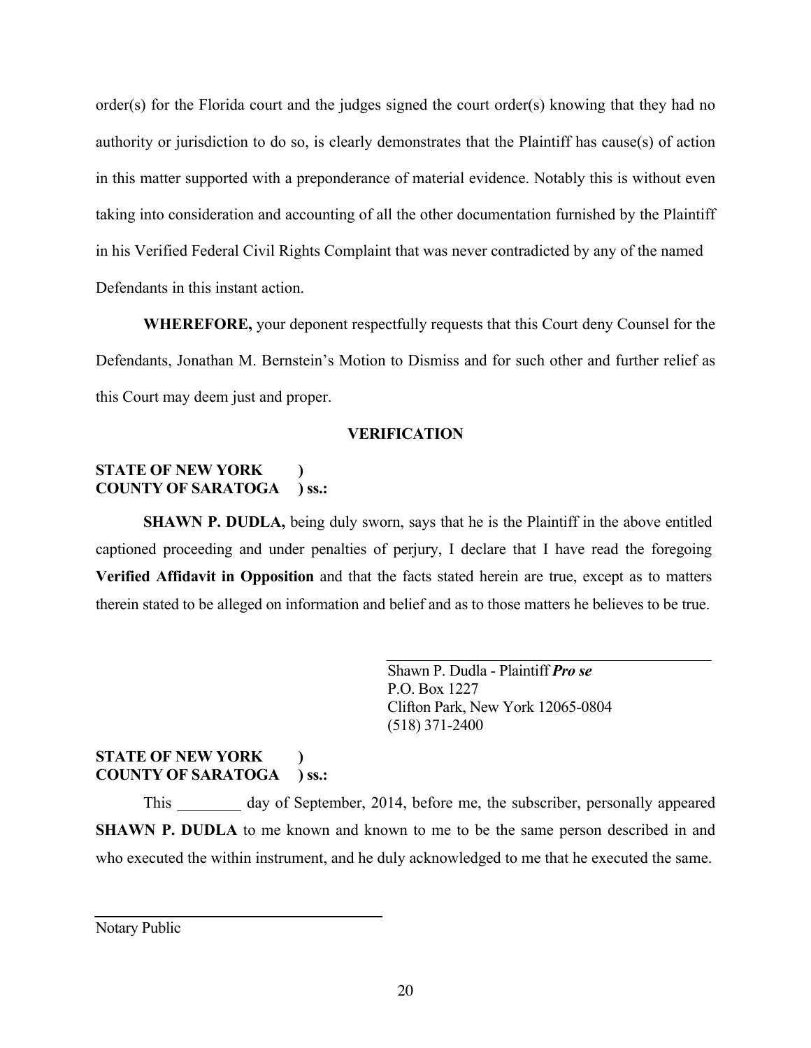order(s) for the Florida court and the judges signed the court order(s) knowing that they had no authority or jurisdiction to do so, is clearly demonstrates that the Plaintiff has cause(s) of action in this matter supported with a preponderance of material evidence. Notably this is without even taking into consideration and accounting of all the other documentation furnished by the Plaintiff in his Verified Federal Civil Rights Complaint that was never contradicted by any of the named Defendants in this instant action.

**WHEREFORE,** your deponent respectfully requests that this Court deny Counsel for the Defendants, Jonathan M. Bernstein's Motion to Dismiss and for such other and further relief as this Court may deem just and proper.

## VERIFICATION

**STATE OF NEW YORK )**
**COUNTY OF SARATOGA ) ss.:**

**SHAWN P. DUDLA,** being duly sworn, says that he is the Plaintiff in the above entitled captioned proceeding and under penalties of perjury, I declare that I have read the foregoing **Verified Affidavit in Opposition** and that the facts stated herein are true, except as to matters therein stated to be alleged on information and belief and as to those matters he believes to be true.

\_\_\_\_\_\_\_\_\_\_\_\_\_\_\_\_\_\_\_\_\_\_\_\_\_\_\_\_\_\_\_\_\_\_\_\_
Shawn P. Dudla - Plaintiff ***Pro se***
P.O. Box 1227
Clifton Park, New York 12065-0804
(518) 371-2400

**STATE OF NEW YORK )**
**COUNTY OF SARATOGA ) ss.:**

This \_\_\_\_\_\_\_\_ day of September, 2014, before me, the subscriber, personally appeared **SHAWN P. DUDLA** to me known and known to me to be the same person described in and who executed the within instrument, and he duly acknowledged to me that he executed the same.

\_\_\_\_\_\_\_\_\_\_\_\_\_\_\_\_\_\_\_\_\_\_\_\_\_\_\_\_\_\_\_\_\_\_\_\_
Notary Public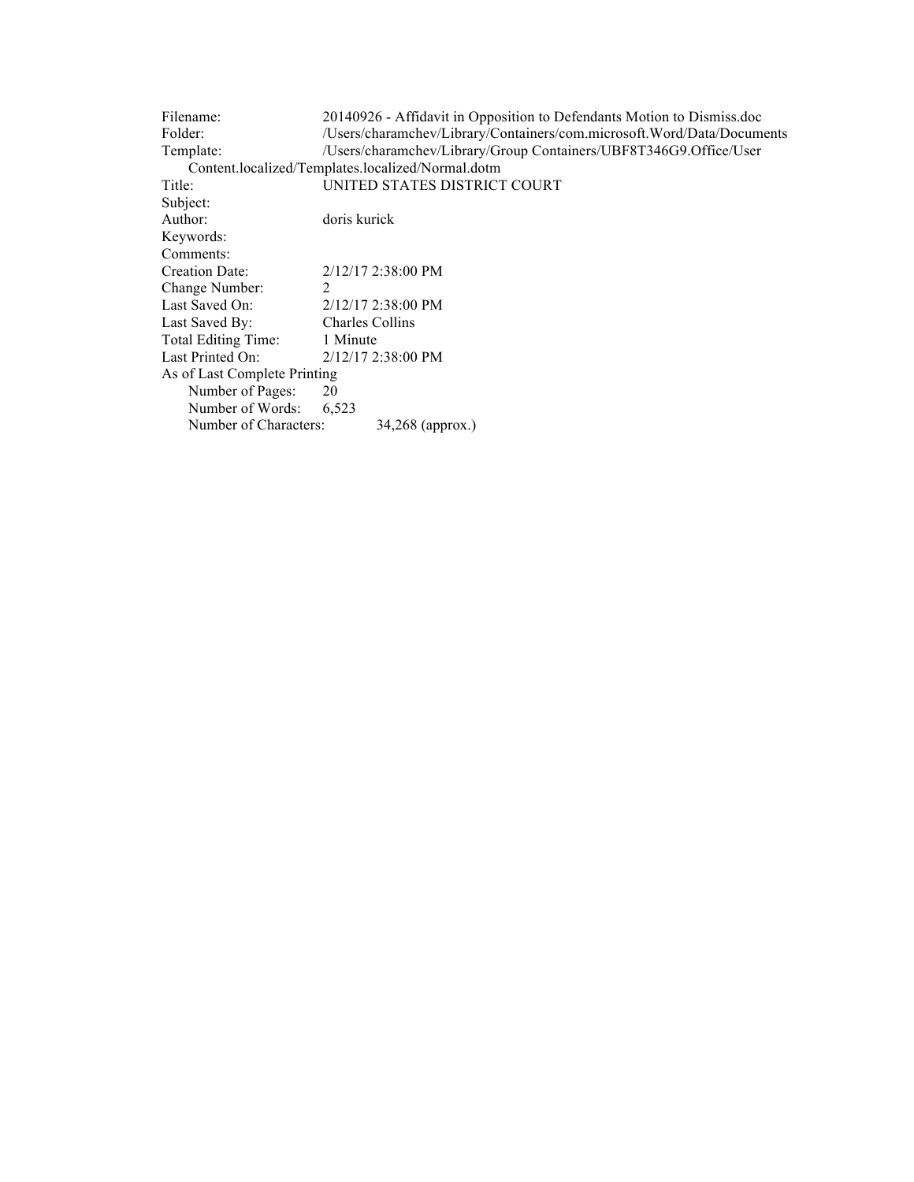Filename: 20140926 - Affidavit in Opposition to Defendants Motion to Dismiss.doc
Folder: /Users/charamchev/Library/Containers/com.microsoft.Word/Data/Documents
Template: /Users/charamchev/Library/Group Containers/UBF8T346G9.Office/User Content.localized/Templates.localized/Normal.dotm
Title: UNITED STATES DISTRICT COURT
Subject:
Author: doris kurick
Keywords:
Comments:
Creation Date: 2/12/17 2:38:00 PM
Change Number: 2
Last Saved On: 2/12/17 2:38:00 PM
Last Saved By: Charles Collins
Total Editing Time: 1 Minute
Last Printed On: 2/12/17 2:38:00 PM
As of Last Complete Printing
Number of Pages: 20
Number of Words: 6,523
Number of Characters: 34,268 (approx.)